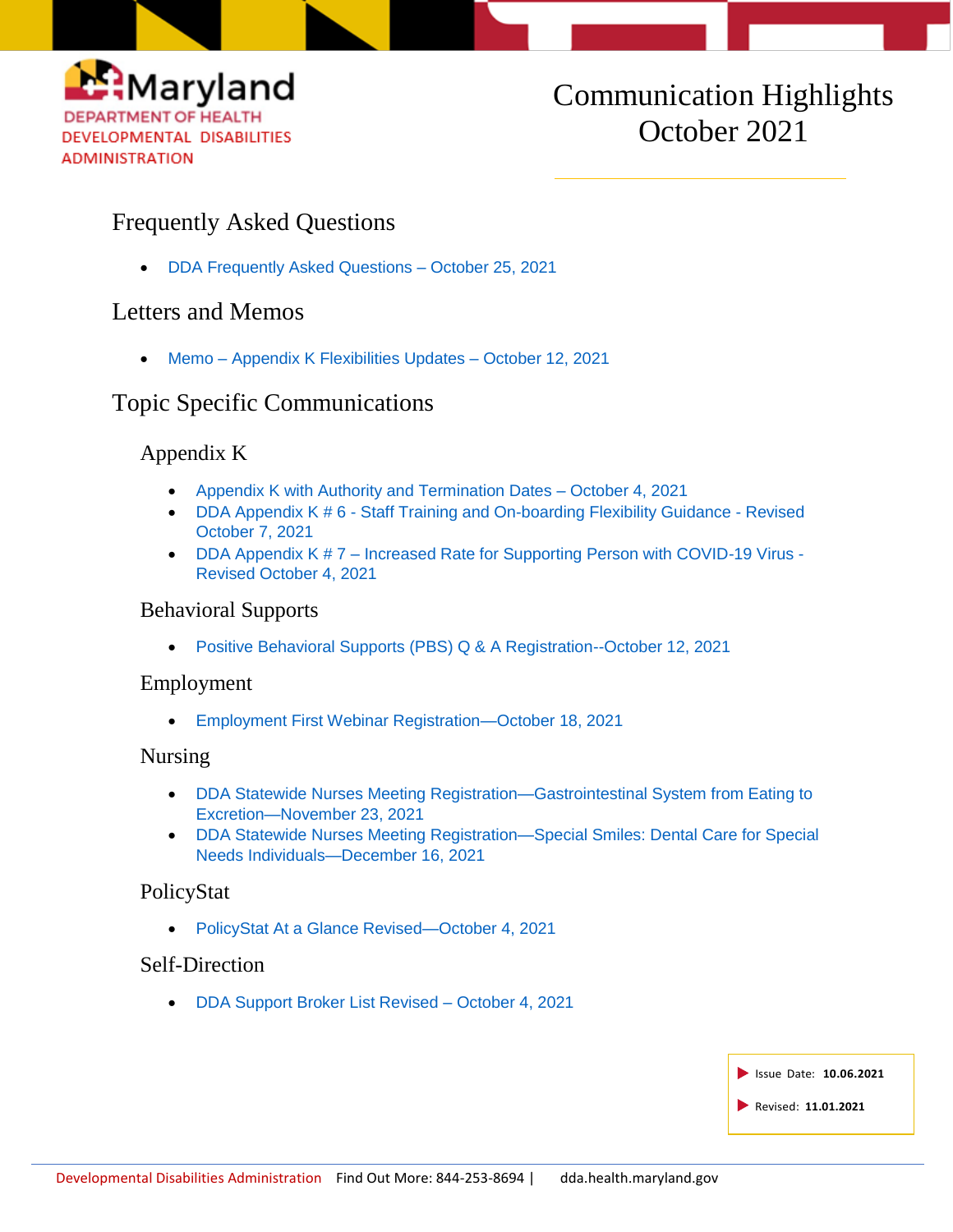Maryland
DEPARTMENT OF HEALTH
DEVELOPMENTAL DISABILITIES ADMINISTRATION

# Communication Highlights October 2021

## Frequently Asked Questions

- DDA Frequently Asked Questions – October 25, 2021

## Letters and Memos

- Memo – Appendix K Flexibilities Updates – October 12, 2021

## Topic Specific Communications

### Appendix K

- Appendix K with Authority and Termination Dates – October 4, 2021
- DDA Appendix K # 6 - Staff Training and On-boarding Flexibility Guidance - Revised October 7, 2021
- DDA Appendix K # 7 – Increased Rate for Supporting Person with COVID-19 Virus - Revised October 4, 2021

### Behavioral Supports

- Positive Behavioral Supports (PBS) Q & A Registration--October 12, 2021

### Employment

- Employment First Webinar Registration—October 18, 2021

### Nursing

- DDA Statewide Nurses Meeting Registration—Gastrointestinal System from Eating to Excretion—November 23, 2021
- DDA Statewide Nurses Meeting Registration—Special Smiles: Dental Care for Special Needs Individuals—December 16, 2021

### PolicyStat

- PolicyStat At a Glance Revised—October 4, 2021

### Self-Direction

- DDA Support Broker List Revised – October 4, 2021

Issue Date: **10.06.2021**

Revised: **11.01.2021**

Developmental Disabilities Administration Find Out More: 844-253-8694 | dda.health.maryland.gov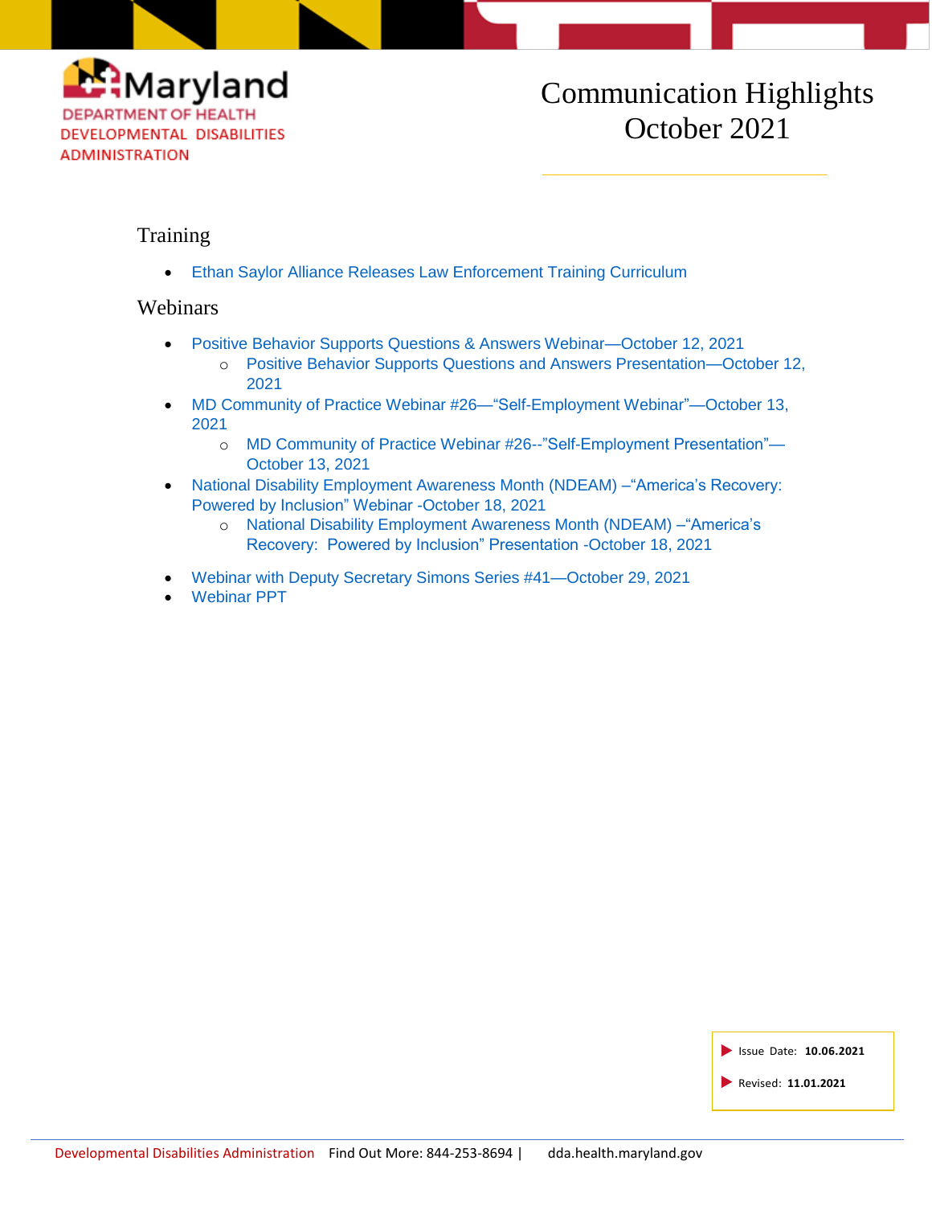Maryland
DEPARTMENT OF HEALTH
DEVELOPMENTAL DISABILITIES ADMINISTRATION

# Communication Highlights October 2021

## Training

- Ethan Saylor Alliance Releases Law Enforcement Training Curriculum

## Webinars

- Positive Behavior Supports Questions & Answers Webinar—October 12, 2021
  - Positive Behavior Supports Questions and Answers Presentation—October 12, 2021
- MD Community of Practice Webinar #26—"Self-Employment Webinar"—October 13, 2021
  - MD Community of Practice Webinar #26--"Self-Employment Presentation"—October 13, 2021
- National Disability Employment Awareness Month (NDEAM) –"America's Recovery: Powered by Inclusion" Webinar -October 18, 2021
  - National Disability Employment Awareness Month (NDEAM) –"America's Recovery: Powered by Inclusion" Presentation -October 18, 2021
- Webinar with Deputy Secretary Simons Series #41—October 29, 2021
- Webinar PPT

Issue Date: **10.06.2021**

Revised: **11.01.2021**

Developmental Disabilities Administration Find Out More: 844-253-8694 | dda.health.maryland.gov